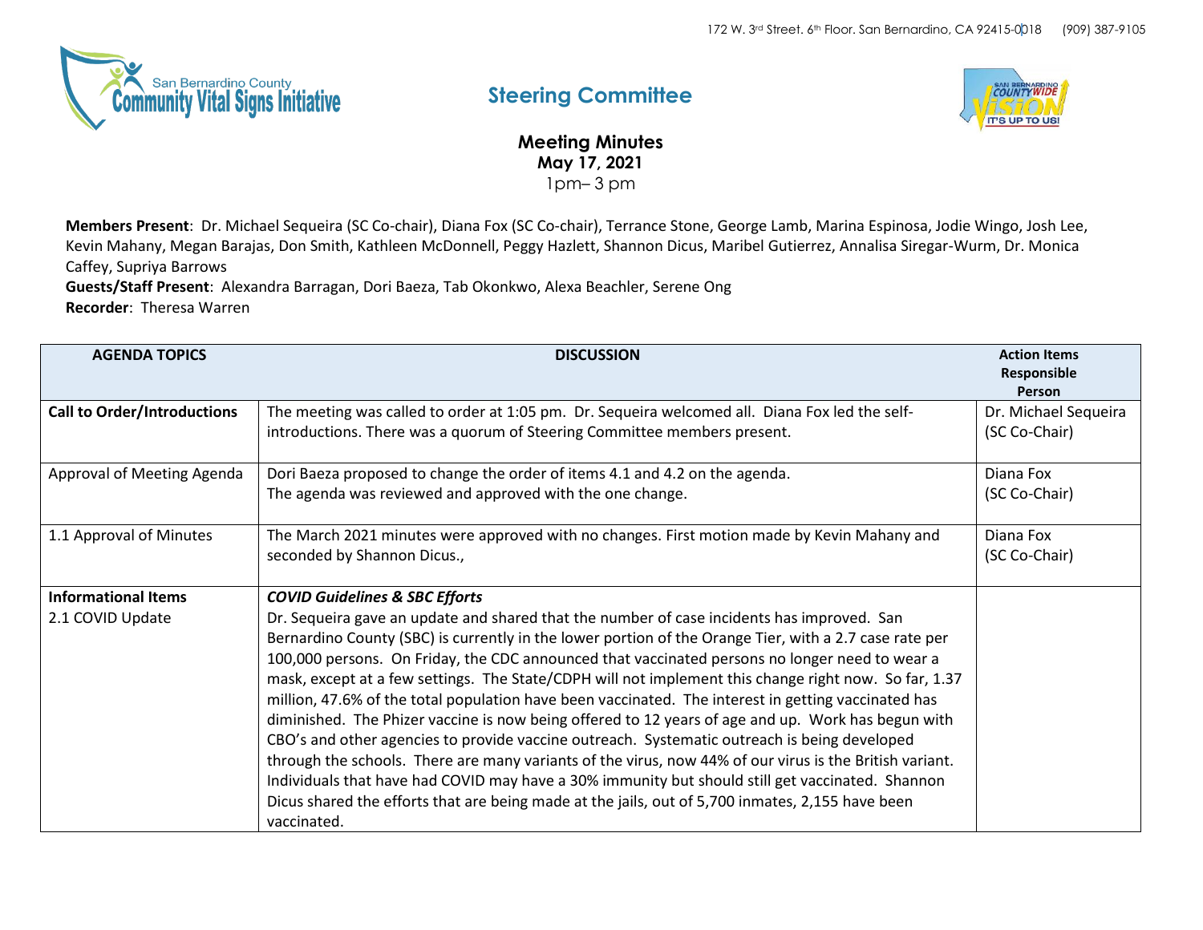172 W. 3rd Street. 6th Floor. San Bernardino, CA 92415-0018 (909) 387-9105

San Bernardino County Community Vital Signs Initiative

# Steering Committee

**Meeting Minutes**
**May 17, 2021**
1pm– 3 pm

**Members Present**: Dr. Michael Sequeira (SC Co-chair), Diana Fox (SC Co-chair), Terrance Stone, George Lamb, Marina Espinosa, Jodie Wingo, Josh Lee, Kevin Mahany, Megan Barajas, Don Smith, Kathleen McDonnell, Peggy Hazlett, Shannon Dicus, Maribel Gutierrez, Annalisa Siregar-Wurm, Dr. Monica Caffey, Supriya Barrows
**Guests/Staff Present**: Alexandra Barragan, Dori Baeza, Tab Okonkwo, Alexa Beachler, Serene Ong
**Recorder**: Theresa Warren

| AGENDA TOPICS | DISCUSSION | Action Items Responsible Person |
|---|---|---|
| **Call to Order/Introductions** | The meeting was called to order at 1:05 pm. Dr. Sequeira welcomed all. Diana Fox led the self-introductions. There was a quorum of Steering Committee members present. | Dr. Michael Sequeira (SC Co-Chair) |
| Approval of Meeting Agenda | Dori Baeza proposed to change the order of items 4.1 and 4.2 on the agenda. The agenda was reviewed and approved with the one change. | Diana Fox (SC Co-Chair) |
| 1.1 Approval of Minutes | The March 2021 minutes were approved with no changes. First motion made by Kevin Mahany and seconded by Shannon Dicus., | Diana Fox (SC Co-Chair) |
| **Informational Items** 2.1 COVID Update | ***COVID Guidelines & SBC Efforts*** Dr. Sequeira gave an update and shared that the number of case incidents has improved. San Bernardino County (SBC) is currently in the lower portion of the Orange Tier, with a 2.7 case rate per 100,000 persons. On Friday, the CDC announced that vaccinated persons no longer need to wear a mask, except at a few settings. The State/CDPH will not implement this change right now. So far, 1.37 million, 47.6% of the total population have been vaccinated. The interest in getting vaccinated has diminished. The Phizer vaccine is now being offered to 12 years of age and up. Work has begun with CBO's and other agencies to provide vaccine outreach. Systematic outreach is being developed through the schools. There are many variants of the virus, now 44% of our virus is the British variant. Individuals that have had COVID may have a 30% immunity but should still get vaccinated. Shannon Dicus shared the efforts that are being made at the jails, out of 5,700 inmates, 2,155 have been vaccinated. | |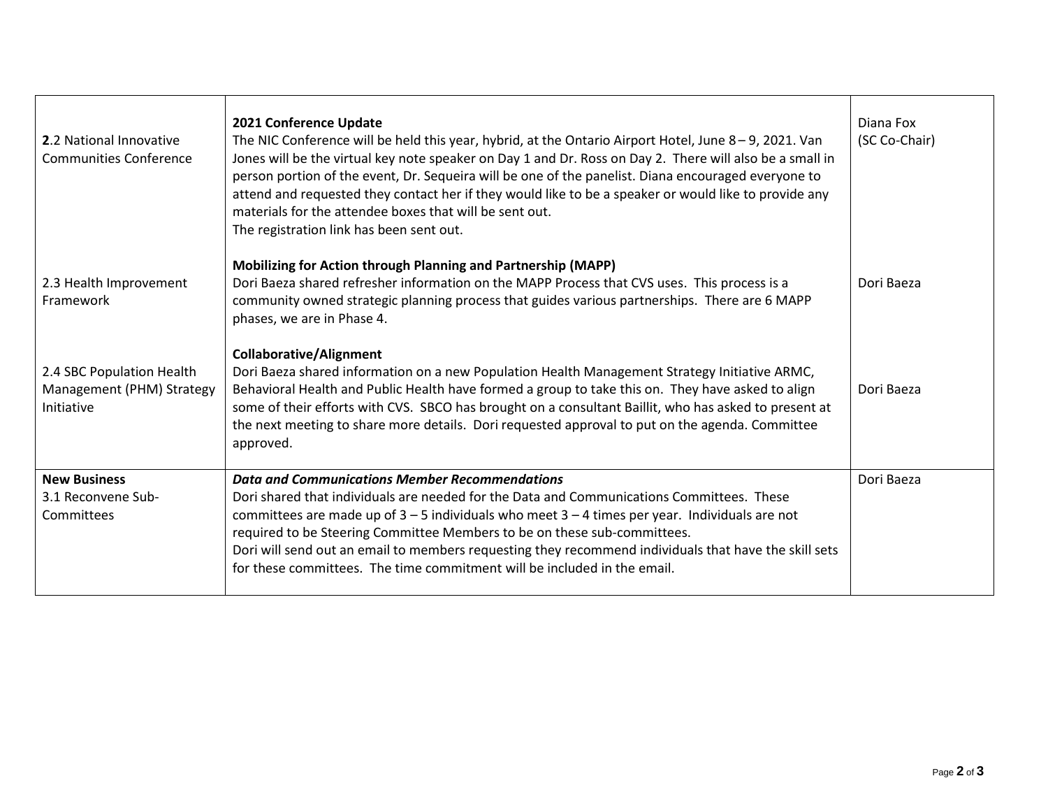| | | |
|---|---|---|
| **2**.2 National Innovative Communities Conference | **2021 Conference Update**<br>The NIC Conference will be held this year, hybrid, at the Ontario Airport Hotel, June 8 – 9, 2021. Van Jones will be the virtual key note speaker on Day 1 and Dr. Ross on Day 2. There will also be a small in person portion of the event, Dr. Sequeira will be one of the panelist. Diana encouraged everyone to attend and requested they contact her if they would like to be a speaker or would like to provide any materials for the attendee boxes that will be sent out.<br>The registration link has been sent out. | Diana Fox (SC Co-Chair) |
| 2.3 Health Improvement Framework | **Mobilizing for Action through Planning and Partnership (MAPP)**<br>Dori Baeza shared refresher information on the MAPP Process that CVS uses. This process is a community owned strategic planning process that guides various partnerships. There are 6 MAPP phases, we are in Phase 4. | Dori Baeza |
| 2.4 SBC Population Health Management (PHM) Strategy Initiative | **Collaborative/Alignment**<br>Dori Baeza shared information on a new Population Health Management Strategy Initiative ARMC, Behavioral Health and Public Health have formed a group to take this on. They have asked to align some of their efforts with CVS. SBCO has brought on a consultant Baillit, who has asked to present at the next meeting to share more details. Dori requested approval to put on the agenda. Committee approved. | Dori Baeza |
| **New Business**<br>3.1 Reconvene Sub-Committees | ***Data and Communications Member Recommendations***<br>Dori shared that individuals are needed for the Data and Communications Committees. These committees are made up of 3 – 5 individuals who meet 3 – 4 times per year. Individuals are not required to be Steering Committee Members to be on these sub-committees.<br>Dori will send out an email to members requesting they recommend individuals that have the skill sets for these committees. The time commitment will be included in the email. | Dori Baeza |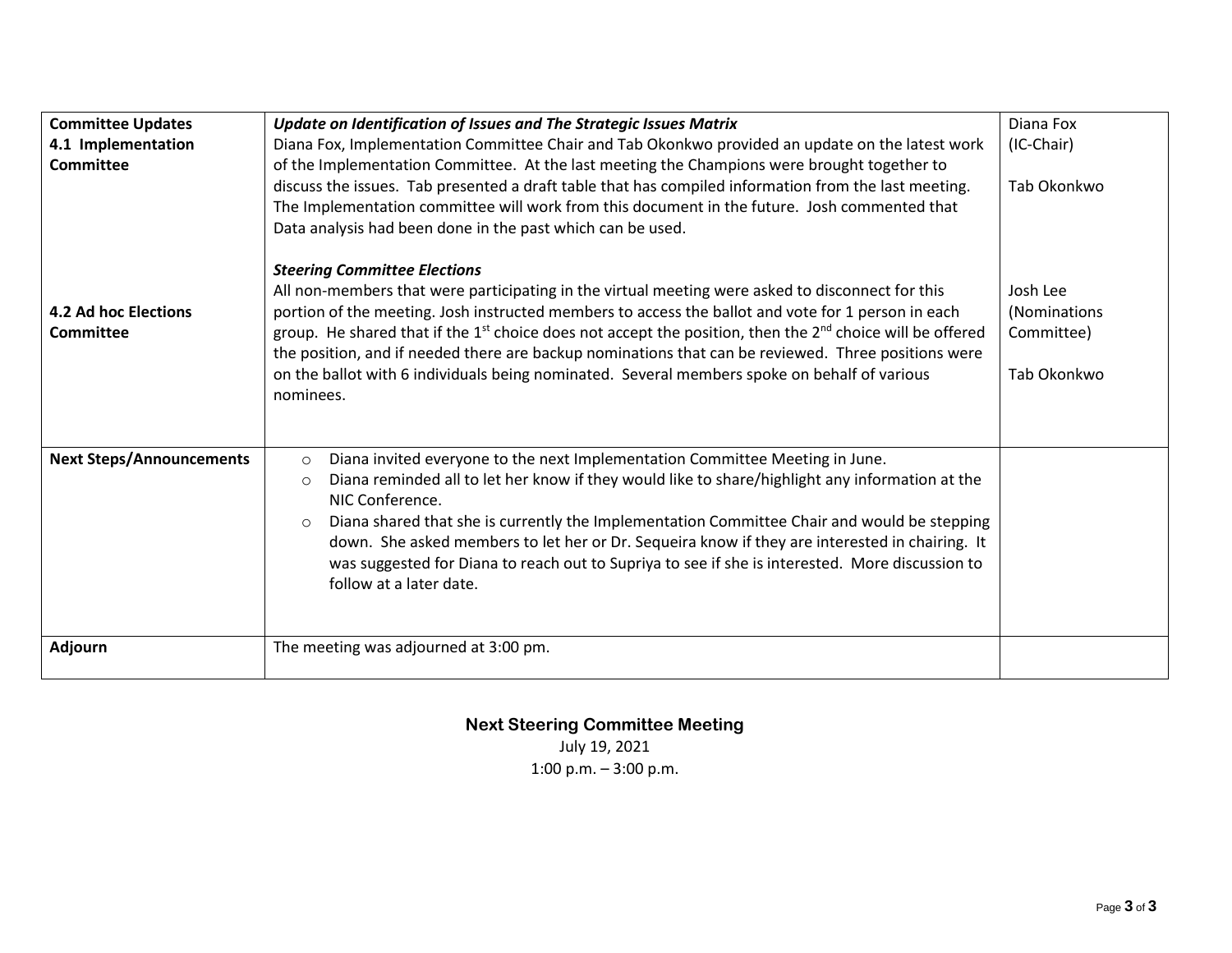| | | |
|---|---|---|
| **Committee Updates**<br>**4.1 Implementation Committee**<br><br><br><br><br><br><br>**4.2 Ad hoc Elections Committee** | ***Update on Identification of Issues and The Strategic Issues Matrix***<br>Diana Fox, Implementation Committee Chair and Tab Okonkwo provided an update on the latest work of the Implementation Committee. At the last meeting the Champions were brought together to discuss the issues. Tab presented a draft table that has compiled information from the last meeting. The Implementation committee will work from this document in the future. Josh commented that Data analysis had been done in the past which can be used.<br><br>***Steering Committee Elections***<br>All non-members that were participating in the virtual meeting were asked to disconnect for this portion of the meeting. Josh instructed members to access the ballot and vote for 1 person in each group. He shared that if the 1st choice does not accept the position, then the 2nd choice will be offered the position, and if needed there are backup nominations that can be reviewed. Three positions were on the ballot with 6 individuals being nominated. Several members spoke on behalf of various nominees. | Diana Fox (IC-Chair)<br><br>Tab Okonkwo<br><br><br><br><br>Josh Lee (Nominations Committee)<br><br>Tab Okonkwo |
| **Next Steps/Announcements** | ○ Diana invited everyone to the next Implementation Committee Meeting in June.<br>○ Diana reminded all to let her know if they would like to share/highlight any information at the NIC Conference.<br>○ Diana shared that she is currently the Implementation Committee Chair and would be stepping down. She asked members to let her or Dr. Sequeira know if they are interested in chairing. It was suggested for Diana to reach out to Supriya to see if she is interested. More discussion to follow at a later date. | |
| **Adjourn** | The meeting was adjourned at 3:00 pm. | |

**Next Steering Committee Meeting**

July 19, 2021

1:00 p.m. – 3:00 p.m.